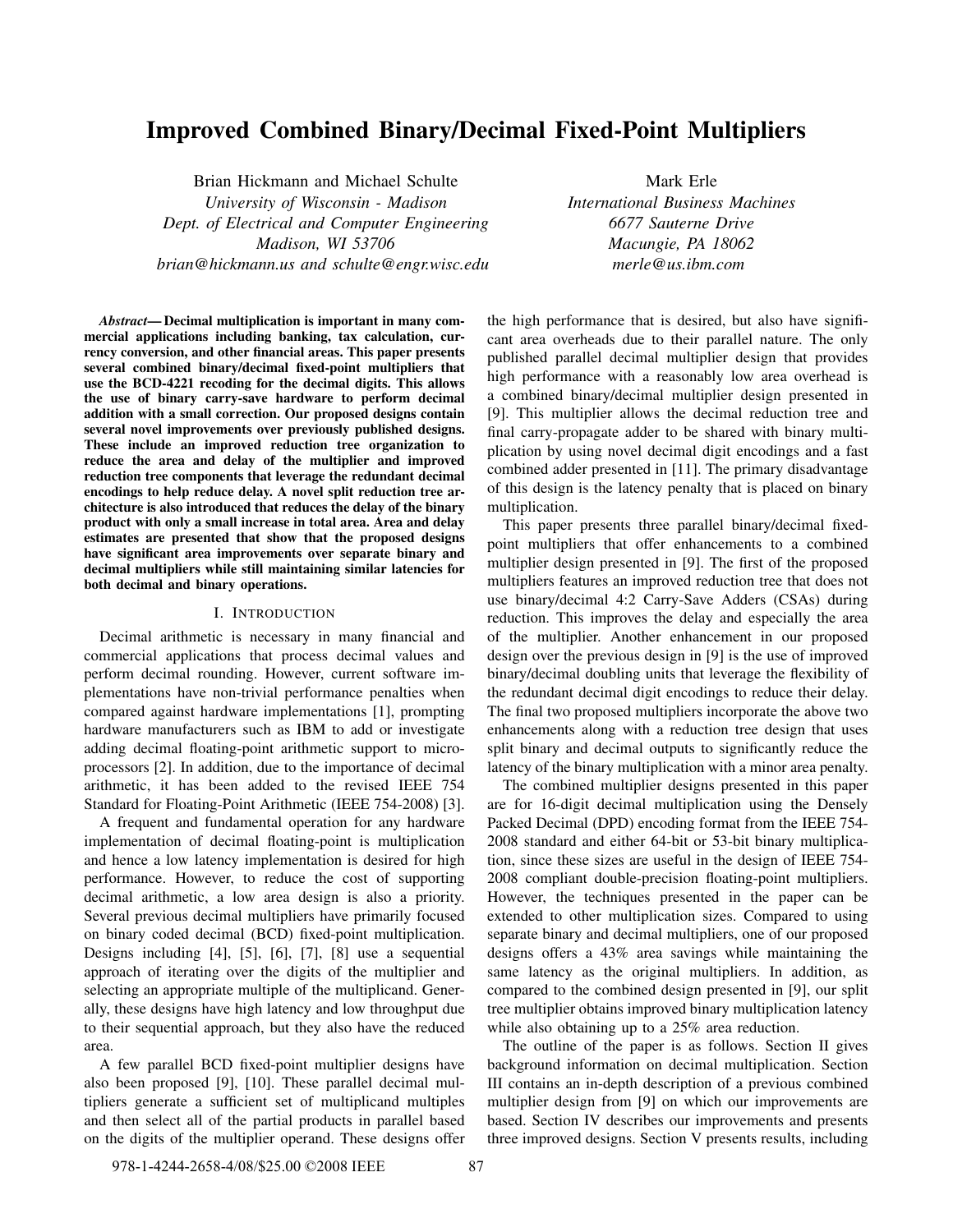# Improved Combined Binary/Decimal Fixed-Point Multipliers

Brian Hickmann and Michael Schulte
*University of Wisconsin - Madison*
*Dept. of Electrical and Computer Engineering*
*Madison, WI 53706*
*brian@hickmann.us and schulte@engr.wisc.edu*

Mark Erle
*International Business Machines*
*6677 Sauterne Drive*
*Macungie, PA 18062*
*merle@us.ibm.com*

***Abstract*— Decimal multiplication is important in many commercial applications including banking, tax calculation, currency conversion, and other financial areas. This paper presents several combined binary/decimal fixed-point multipliers that use the BCD-4221 recoding for the decimal digits. This allows the use of binary carry-save hardware to perform decimal addition with a small correction. Our proposed designs contain several novel improvements over previously published designs. These include an improved reduction tree organization to reduce the area and delay of the multiplier and improved reduction tree components that leverage the redundant decimal encodings to help reduce delay. A novel split reduction tree architecture is also introduced that reduces the delay of the binary product with only a small increase in total area. Area and delay estimates are presented that show that the proposed designs have significant area improvements over separate binary and decimal multipliers while still maintaining similar latencies for both decimal and binary operations.**

## I. Introduction

Decimal arithmetic is necessary in many financial and commercial applications that process decimal values and perform decimal rounding. However, current software implementations have non-trivial performance penalties when compared against hardware implementations [1], prompting hardware manufacturers such as IBM to add or investigate adding decimal floating-point arithmetic support to microprocessors [2]. In addition, due to the importance of decimal arithmetic, it has been added to the revised IEEE 754 Standard for Floating-Point Arithmetic (IEEE 754-2008) [3].

A frequent and fundamental operation for any hardware implementation of decimal floating-point is multiplication and hence a low latency implementation is desired for high performance. However, to reduce the cost of supporting decimal arithmetic, a low area design is also a priority. Several previous decimal multipliers have primarily focused on binary coded decimal (BCD) fixed-point multiplication. Designs including [4], [5], [6], [7], [8] use a sequential approach of iterating over the digits of the multiplier and selecting an appropriate multiple of the multiplicand. Generally, these designs have high latency and low throughput due to their sequential approach, but they also have the reduced area.

A few parallel BCD fixed-point multiplier designs have also been proposed [9], [10]. These parallel decimal multipliers generate a sufficient set of multiplicand multiples and then select all of the partial products in parallel based on the digits of the multiplier operand. These designs offer the high performance that is desired, but also have significant area overheads due to their parallel nature. The only published parallel decimal multiplier design that provides high performance with a reasonably low area overhead is a combined binary/decimal multiplier design presented in [9]. This multiplier allows the decimal reduction tree and final carry-propagate adder to be shared with binary multiplication by using novel decimal digit encodings and a fast combined adder presented in [11]. The primary disadvantage of this design is the latency penalty that is placed on binary multiplication.

This paper presents three parallel binary/decimal fixed-point multipliers that offer enhancements to a combined multiplier design presented in [9]. The first of the proposed multipliers features an improved reduction tree that does not use binary/decimal 4:2 Carry-Save Adders (CSAs) during reduction. This improves the delay and especially the area of the multiplier. Another enhancement in our proposed design over the previous design in [9] is the use of improved binary/decimal doubling units that leverage the flexibility of the redundant decimal digit encodings to reduce their delay. The final two proposed multipliers incorporate the above two enhancements along with a reduction tree design that uses split binary and decimal outputs to significantly reduce the latency of the binary multiplication with a minor area penalty.

The combined multiplier designs presented in this paper are for 16-digit decimal multiplication using the Densely Packed Decimal (DPD) encoding format from the IEEE 754-2008 standard and either 64-bit or 53-bit binary multiplication, since these sizes are useful in the design of IEEE 754-2008 compliant double-precision floating-point multipliers. However, the techniques presented in the paper can be extended to other multiplication sizes. Compared to using separate binary and decimal multipliers, one of our proposed designs offers a 43% area savings while maintaining the same latency as the original multipliers. In addition, as compared to the combined design presented in [9], our split tree multiplier obtains improved binary multiplication latency while also obtaining up to a 25% area reduction.

The outline of the paper is as follows. Section II gives background information on decimal multiplication. Section III contains an in-depth description of a previous combined multiplier design from [9] on which our improvements are based. Section IV describes our improvements and presents three improved designs. Section V presents results, including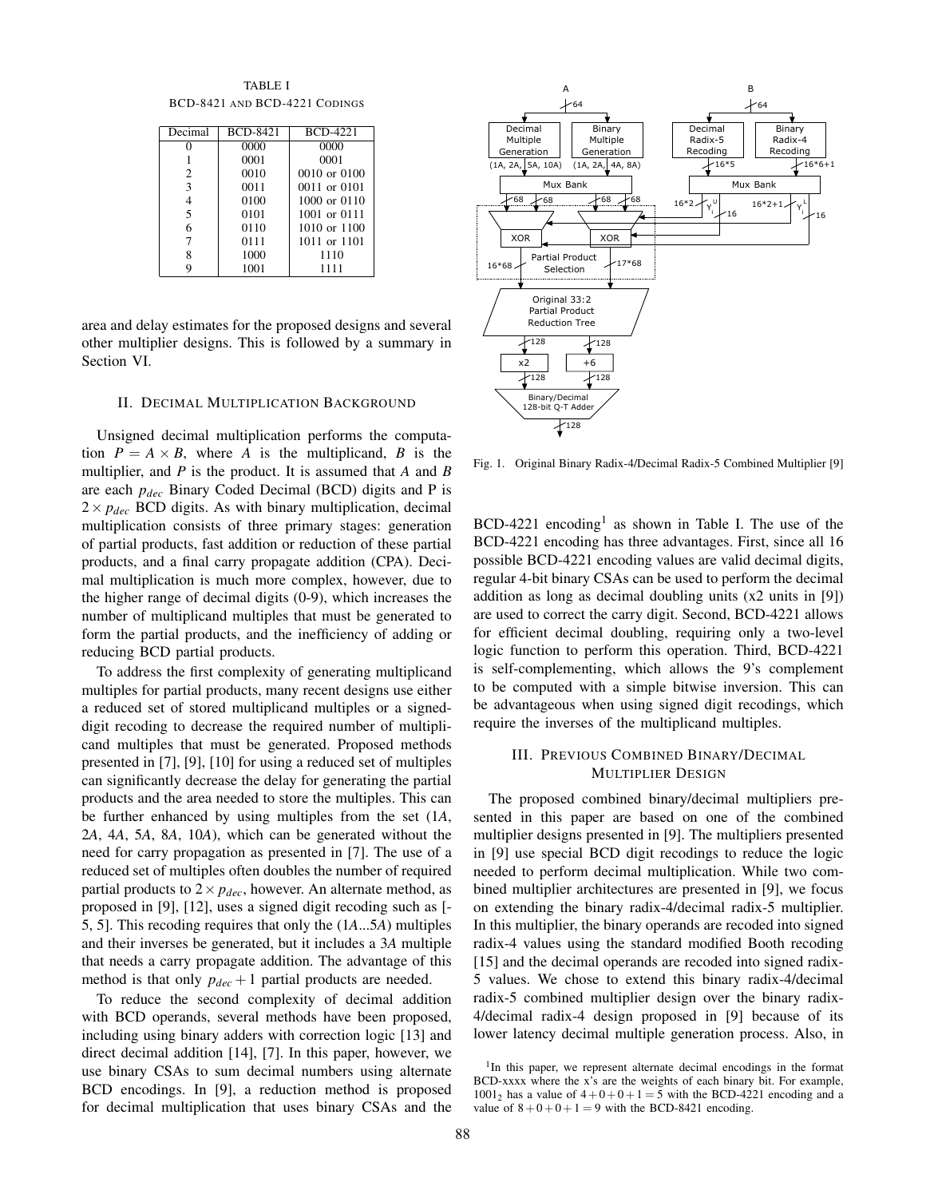TABLE I
BCD-8421 AND BCD-4221 CODINGS

| Decimal | BCD-8421 | BCD-4221 |
|---|---|---|
| 0 | 0000 | 0000 |
| 1 | 0001 | 0001 |
| 2 | 0010 | 0010 or 0100 |
| 3 | 0011 | 0011 or 0101 |
| 4 | 0100 | 1000 or 0110 |
| 5 | 0101 | 1001 or 0111 |
| 6 | 0110 | 1010 or 1100 |
| 7 | 0111 | 1011 or 1101 |
| 8 | 1000 | 1110 |
| 9 | 1001 | 1111 |

area and delay estimates for the proposed designs and several other multiplier designs. This is followed by a summary in Section VI.

## II. Decimal Multiplication Background

Unsigned decimal multiplication performs the computation $P = A \times B$, where $A$ is the multiplicand, $B$ is the multiplier, and $P$ is the product. It is assumed that $A$ and $B$ are each $p_{dec}$ Binary Coded Decimal (BCD) digits and P is $2 \times p_{dec}$ BCD digits. As with binary multiplication, decimal multiplication consists of three primary stages: generation of partial products, fast addition or reduction of these partial products, and a final carry propagate addition (CPA). Decimal multiplication is much more complex, however, due to the higher range of decimal digits (0-9), which increases the number of multiplicand multiples that must be generated to form the partial products, and the inefficiency of adding or reducing BCD partial products.

To address the first complexity of generating multiplicand multiples for partial products, many recent designs use either a reduced set of stored multiplicand multiples or a signed-digit recoding to decrease the required number of multiplicand multiples that must be generated. Proposed methods presented in [7], [9], [10] for using a reduced set of multiples can significantly decrease the delay for generating the partial products and the area needed to store the multiples. This can be further enhanced by using multiples from the set (1*A*, 2*A*, 4*A*, 5*A*, 8*A*, 10*A*), which can be generated without the need for carry propagation as presented in [7]. The use of a reduced set of multiples often doubles the number of required partial products to $2 \times p_{dec}$, however. An alternate method, as proposed in [9], [12], uses a signed digit recoding such as [-5, 5]. This recoding requires that only the (1*A*...5*A*) multiples and their inverses be generated, but it includes a 3*A* multiple that needs a carry propagate addition. The advantage of this method is that only $p_{dec} + 1$ partial products are needed.

To reduce the second complexity of decimal addition with BCD operands, several methods have been proposed, including using binary adders with correction logic [13] and direct decimal addition [14], [7]. In this paper, however, we use binary CSAs to sum decimal numbers using alternate BCD encodings. In [9], a reduction method is proposed for decimal multiplication that uses binary CSAs and the

Fig. 1. Original Binary Radix-4/Decimal Radix-5 Combined Multiplier [9]

BCD-4221 encoding[1] as shown in Table I. The use of the BCD-4221 encoding has three advantages. First, since all 16 possible BCD-4221 encoding values are valid decimal digits, regular 4-bit binary CSAs can be used to perform the decimal addition as long as decimal doubling units (x2 units in [9]) are used to correct the carry digit. Second, BCD-4221 allows for efficient decimal doubling, requiring only a two-level logic function to perform this operation. Third, BCD-4221 is self-complementing, which allows the 9's complement to be computed with a simple bitwise inversion. This can be advantageous when using signed digit recodings, which require the inverses of the multiplicand multiples.

## III. Previous Combined Binary/Decimal Multiplier Design

The proposed combined binary/decimal multipliers presented in this paper are based on one of the combined multiplier designs presented in [9]. The multipliers presented in [9] use special BCD digit recodings to reduce the logic needed to perform decimal multiplication. While two combined multiplier architectures are presented in [9], we focus on extending the binary radix-4/decimal radix-5 multiplier. In this multiplier, the binary operands are recoded into signed radix-4 values using the standard modified Booth recoding [15] and the decimal operands are recoded into signed radix-5 values. We chose to extend this binary radix-4/decimal radix-5 combined multiplier design over the binary radix-4/decimal radix-4 design proposed in [9] because of its lower latency decimal multiple generation process. Also, in

[1] In this paper, we represent alternate decimal encodings in the format BCD-xxxx where the x's are the weights of each binary bit. For example, $1001_2$ has a value of $4+0+0+1 = 5$ with the BCD-4221 encoding and a value of $8+0+0+1 = 9$ with the BCD-8421 encoding.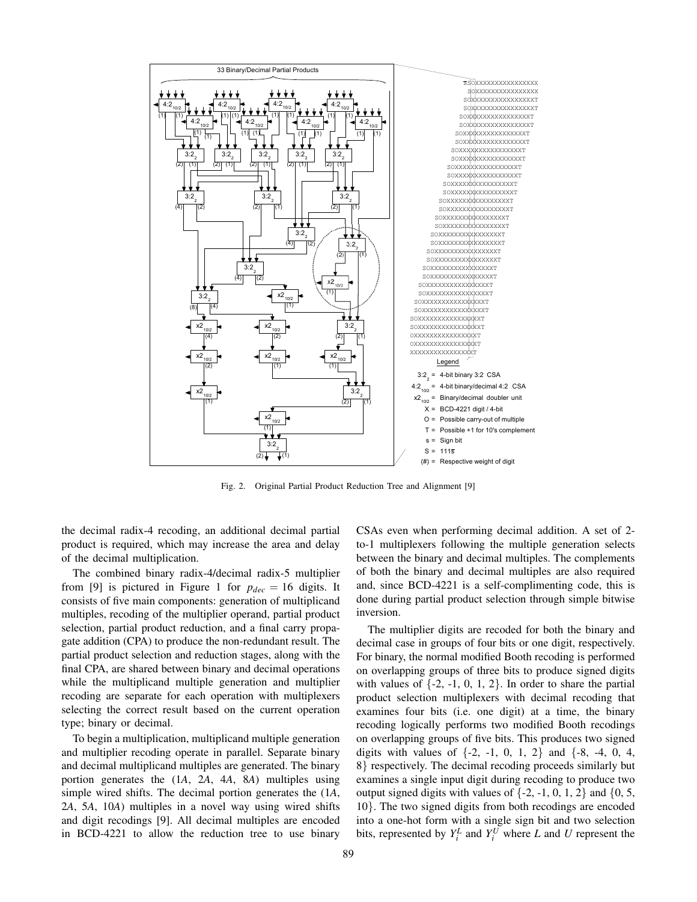Fig. 2. Original Partial Product Reduction Tree and Alignment [9]

the decimal radix-4 recoding, an additional decimal partial product is required, which may increase the area and delay of the decimal multiplication.

The combined binary radix-4/decimal radix-5 multiplier from [9] is pictured in Figure 1 for $p_{dec} = 16$ digits. It consists of five main components: generation of multiplicand multiples, recoding of the multiplier operand, partial product selection, partial product reduction, and a final carry propagate addition (CPA) to produce the non-redundant result. The partial product selection and reduction stages, along with the final CPA, are shared between binary and decimal operations while the multiplicand multiple generation and multiplier recoding are separate for each operation with multiplexers selecting the correct result based on the current operation type; binary or decimal.

To begin a multiplication, multiplicand multiple generation and multiplier recoding operate in parallel. Separate binary and decimal multiplicand multiples are generated. The binary portion generates the (1*A*, 2*A*, 4*A*, 8*A*) multiples using simple wired shifts. The decimal portion generates the (1*A*, 2*A*, 5*A*, 10*A*) multiples in a novel way using wired shifts and digit recodings [9]. All decimal multiples are encoded in BCD-4221 to allow the reduction tree to use binary CSAs even when performing decimal addition. A set of 2-to-1 multiplexers following the multiple generation selects between the binary and decimal multiples. The complements of both the binary and decimal multiples are also required and, since BCD-4221 is a self-complimenting code, this is done during partial product selection through simple bitwise inversion.

The multiplier digits are recoded for both the binary and decimal case in groups of four bits or one digit, respectively. For binary, the normal modified Booth recoding is performed on overlapping groups of three bits to produce signed digits with values of {-2, -1, 0, 1, 2}. In order to share the partial product selection multiplexers with decimal recoding that examines four bits (i.e. one digit) at a time, the binary recoding logically performs two modified Booth recodings on overlapping groups of five bits. This produces two signed digits with values of {-2, -1, 0, 1, 2} and {-8, -4, 0, 4, 8} respectively. The decimal recoding proceeds similarly but examines a single input digit during recoding to produce two output signed digits with values of {-2, -1, 0, 1, 2} and {0, 5, 10}. The two signed digits from both recodings are encoded into a one-hot form with a single sign bit and two selection bits, represented by $Y_i^L$ and $Y_i^U$ where $L$ and $U$ represent the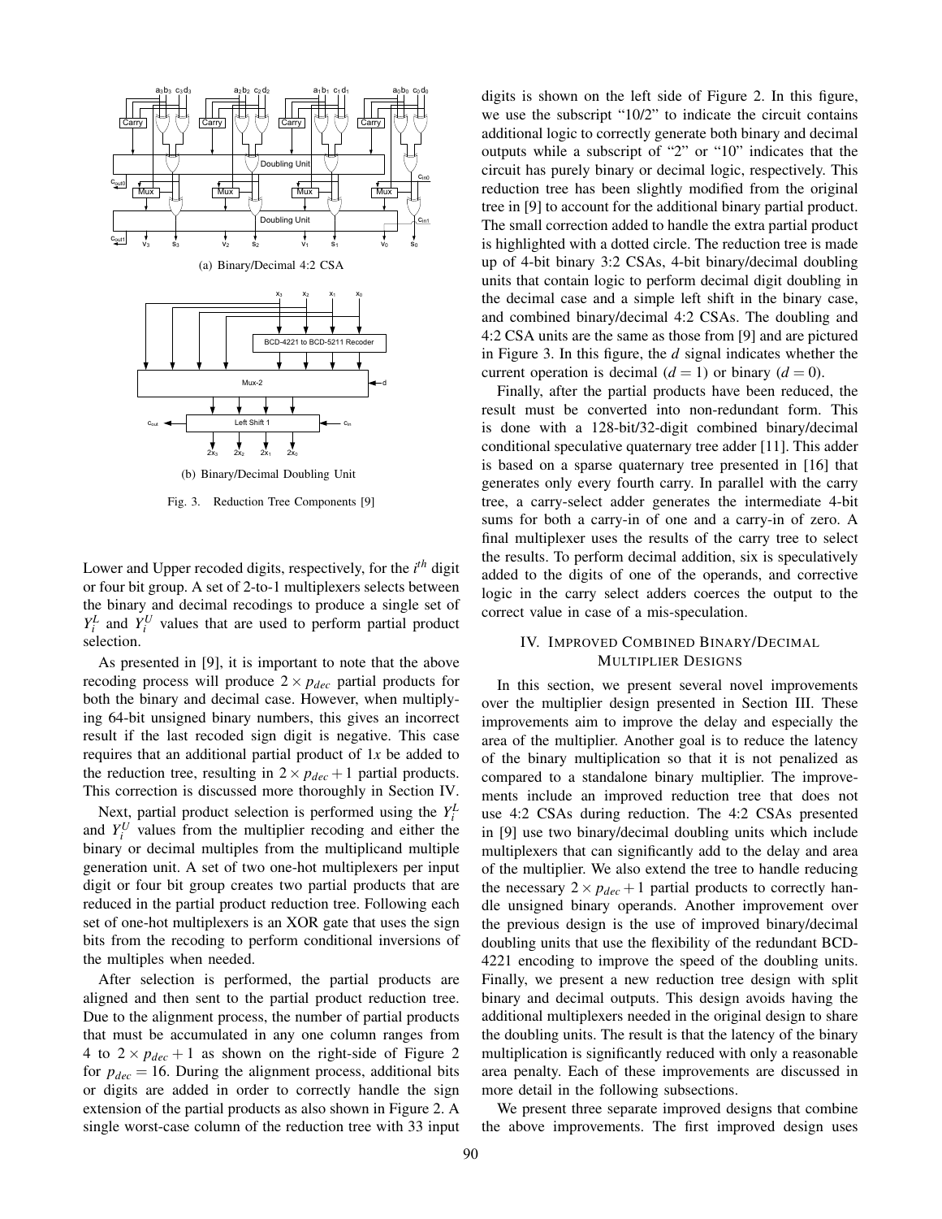(a) Binary/Decimal 4:2 CSA

(b) Binary/Decimal Doubling Unit

Fig. 3. Reduction Tree Components [9]

Lower and Upper recoded digits, respectively, for the $i^{th}$ digit or four bit group. A set of 2-to-1 multiplexers selects between the binary and decimal recodings to produce a single set of $Y_i^L$ and $Y_i^U$ values that are used to perform partial product selection.

As presented in [9], it is important to note that the above recoding process will produce $2 \times p_{dec}$ partial products for both the binary and decimal case. However, when multiplying 64-bit unsigned binary numbers, this gives an incorrect result if the last recoded sign digit is negative. This case requires that an additional partial product of $1x$ be added to the reduction tree, resulting in $2 \times p_{dec} + 1$ partial products. This correction is discussed more thoroughly in Section IV.

Next, partial product selection is performed using the $Y_i^L$ and $Y_i^U$ values from the multiplier recoding and either the binary or decimal multiples from the multiplicand multiple generation unit. A set of two one-hot multiplexers per input digit or four bit group creates two partial products that are reduced in the partial product reduction tree. Following each set of one-hot multiplexers is an XOR gate that uses the sign bits from the recoding to perform conditional inversions of the multiples when needed.

After selection is performed, the partial products are aligned and then sent to the partial product reduction tree. Due to the alignment process, the number of partial products that must be accumulated in any one column ranges from 4 to $2 \times p_{dec} + 1$ as shown on the right-side of Figure 2 for $p_{dec} = 16$. During the alignment process, additional bits or digits are added in order to correctly handle the sign extension of the partial products as also shown in Figure 2. A single worst-case column of the reduction tree with 33 input digits is shown on the left side of Figure 2. In this figure, we use the subscript "10/2" to indicate the circuit contains additional logic to correctly generate both binary and decimal outputs while a subscript of "2" or "10" indicates that the circuit has purely binary or decimal logic, respectively. This reduction tree has been slightly modified from the original tree in [9] to account for the additional binary partial product. The small correction added to handle the extra partial product is highlighted with a dotted circle. The reduction tree is made up of 4-bit binary 3:2 CSAs, 4-bit binary/decimal doubling units that contain logic to perform decimal digit doubling in the decimal case and a simple left shift in the binary case, and combined binary/decimal 4:2 CSAs. The doubling and 4:2 CSA units are the same as those from [9] and are pictured in Figure 3. In this figure, the $d$ signal indicates whether the current operation is decimal ($d = 1$) or binary ($d = 0$).

Finally, after the partial products have been reduced, the result must be converted into non-redundant form. This is done with a 128-bit/32-digit combined binary/decimal conditional speculative quaternary tree adder [11]. This adder is based on a sparse quaternary tree presented in [16] that generates only every fourth carry. In parallel with the carry tree, a carry-select adder generates the intermediate 4-bit sums for both a carry-in of one and a carry-in of zero. A final multiplexer uses the results of the carry tree to select the results. To perform decimal addition, six is speculatively added to the digits of one of the operands, and corrective logic in the carry select adders coerces the output to the correct value in case of a mis-speculation.

## IV. Improved Combined Binary/Decimal Multiplier Designs

In this section, we present several novel improvements over the multiplier design presented in Section III. These improvements aim to improve the delay and especially the area of the multiplier. Another goal is to reduce the latency of the binary multiplication so that it is not penalized as compared to a standalone binary multiplier. The improvements include an improved reduction tree that does not use 4:2 CSAs during reduction. The 4:2 CSAs presented in [9] use two binary/decimal doubling units which include multiplexers that can significantly add to the delay and area of the multiplier. We also extend the tree to handle reducing the necessary $2 \times p_{dec} + 1$ partial products to correctly handle unsigned binary operands. Another improvement over the previous design is the use of improved binary/decimal doubling units that use the flexibility of the redundant BCD-4221 encoding to improve the speed of the doubling units. Finally, we present a new reduction tree design with split binary and decimal outputs. This design avoids having the additional multiplexers needed in the original design to share the doubling units. The result is that the latency of the binary multiplication is significantly reduced with only a reasonable area penalty. Each of these improvements are discussed in more detail in the following subsections.

We present three separate improved designs that combine the above improvements. The first improved design uses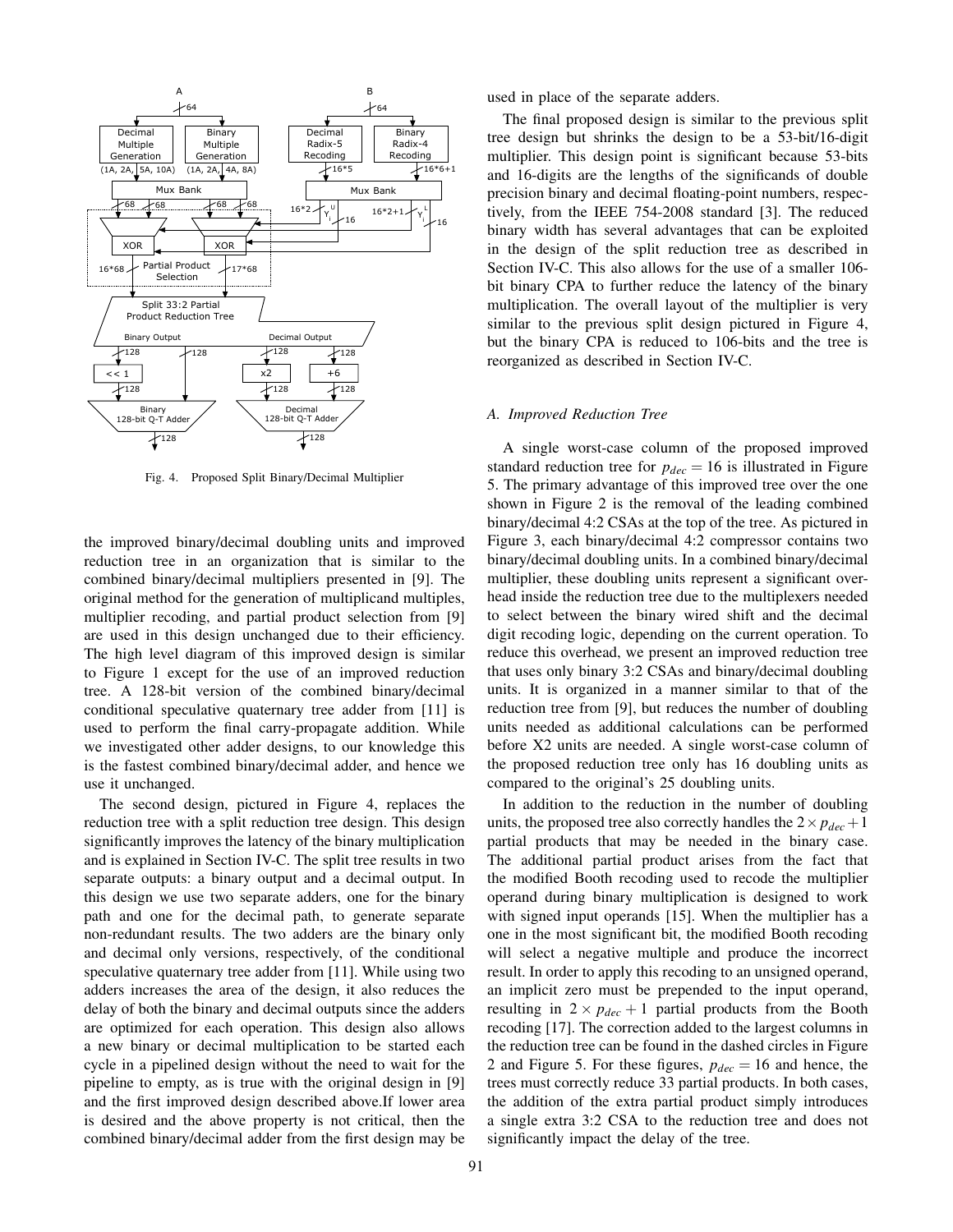Fig. 4. Proposed Split Binary/Decimal Multiplier

the improved binary/decimal doubling units and improved reduction tree in an organization that is similar to the combined binary/decimal multipliers presented in [9]. The original method for the generation of multiplicand multiples, multiplier recoding, and partial product selection from [9] are used in this design unchanged due to their efficiency. The high level diagram of this improved design is similar to Figure 1 except for the use of an improved reduction tree. A 128-bit version of the combined binary/decimal conditional speculative quaternary tree adder from [11] is used to perform the final carry-propagate addition. While we investigated other adder designs, to our knowledge this is the fastest combined binary/decimal adder, and hence we use it unchanged.

The second design, pictured in Figure 4, replaces the reduction tree with a split reduction tree design. This design significantly improves the latency of the binary multiplication and is explained in Section IV-C. The split tree results in two separate outputs: a binary output and a decimal output. In this design we use two separate adders, one for the binary path and one for the decimal path, to generate separate non-redundant results. The two adders are the binary only and decimal only versions, respectively, of the conditional speculative quaternary tree adder from [11]. While using two adders increases the area of the design, it also reduces the delay of both the binary and decimal outputs since the adders are optimized for each operation. This design also allows a new binary or decimal multiplication to be started each cycle in a pipelined design without the need to wait for the pipeline to empty, as is true with the original design in [9] and the first improved design described above.If lower area is desired and the above property is not critical, then the combined binary/decimal adder from the first design may be used in place of the separate adders.

The final proposed design is similar to the previous split tree design but shrinks the design to be a 53-bit/16-digit multiplier. This design point is significant because 53-bits and 16-digits are the lengths of the significands of double precision binary and decimal floating-point numbers, respectively, from the IEEE 754-2008 standard [3]. The reduced binary width has several advantages that can be exploited in the design of the split reduction tree as described in Section IV-C. This also allows for the use of a smaller 106-bit binary CPA to further reduce the latency of the binary multiplication. The overall layout of the multiplier is very similar to the previous split design pictured in Figure 4, but the binary CPA is reduced to 106-bits and the tree is reorganized as described in Section IV-C.

### A. Improved Reduction Tree

A single worst-case column of the proposed improved standard reduction tree for $p_{dec} = 16$ is illustrated in Figure 5. The primary advantage of this improved tree over the one shown in Figure 2 is the removal of the leading combined binary/decimal 4:2 CSAs at the top of the tree. As pictured in Figure 3, each binary/decimal 4:2 compressor contains two binary/decimal doubling units. In a combined binary/decimal multiplier, these doubling units represent a significant overhead inside the reduction tree due to the multiplexers needed to select between the binary wired shift and the decimal digit recoding logic, depending on the current operation. To reduce this overhead, we present an improved reduction tree that uses only binary 3:2 CSAs and binary/decimal doubling units. It is organized in a manner similar to that of the reduction tree from [9], but reduces the number of doubling units needed as additional calculations can be performed before X2 units are needed. A single worst-case column of the proposed reduction tree only has 16 doubling units as compared to the original's 25 doubling units.

In addition to the reduction in the number of doubling units, the proposed tree also correctly handles the $2 \times p_{dec} + 1$ partial products that may be needed in the binary case. The additional partial product arises from the fact that the modified Booth recoding used to recode the multiplier operand during binary multiplication is designed to work with signed input operands [15]. When the multiplier has a one in the most significant bit, the modified Booth recoding will select a negative multiple and produce the incorrect result. In order to apply this recoding to an unsigned operand, an implicit zero must be prepended to the input operand, resulting in $2 \times p_{dec} + 1$ partial products from the Booth recoding [17]. The correction added to the largest columns in the reduction tree can be found in the dashed circles in Figure 2 and Figure 5. For these figures, $p_{dec} = 16$ and hence, the trees must correctly reduce 33 partial products. In both cases, the addition of the extra partial product simply introduces a single extra 3:2 CSA to the reduction tree and does not significantly impact the delay of the tree.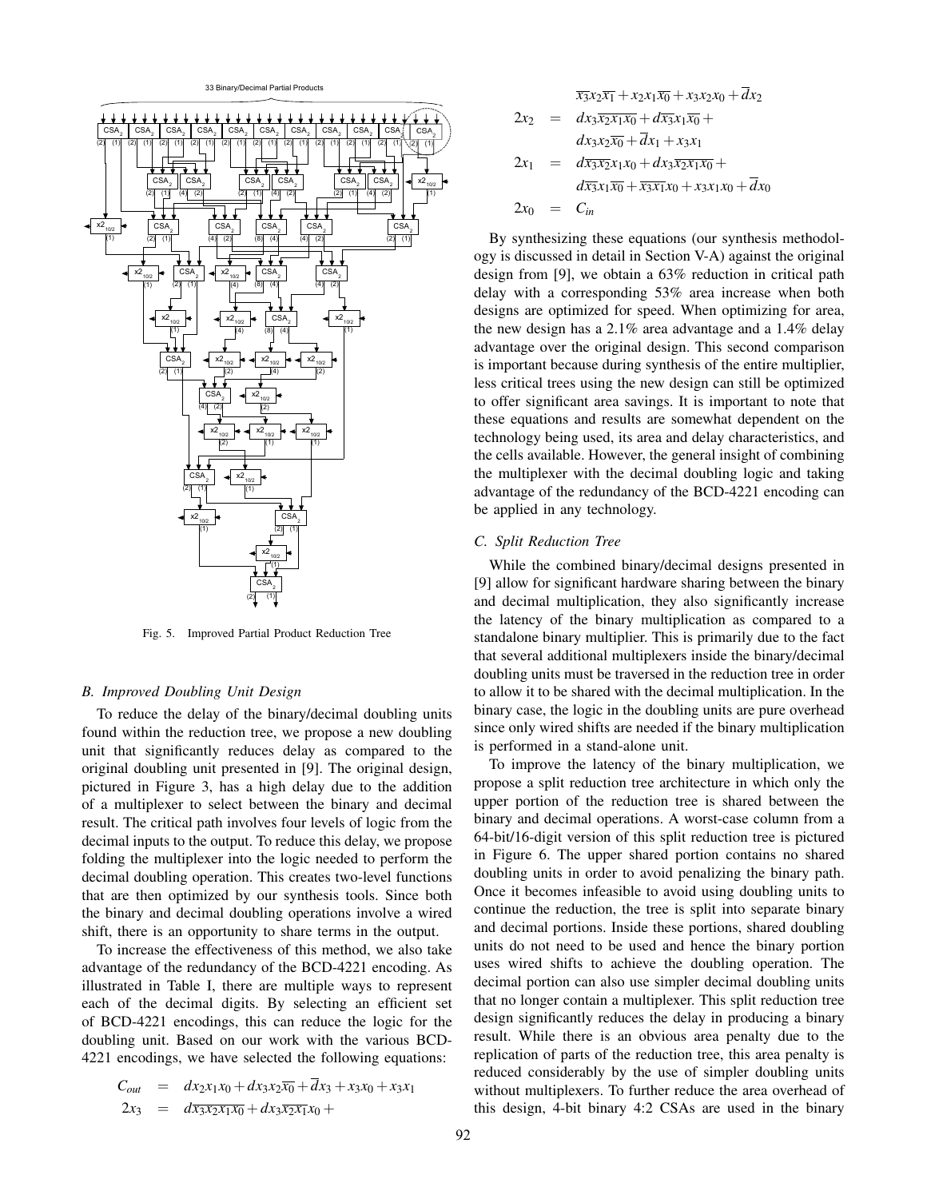Fig. 5. Improved Partial Product Reduction Tree

### B. Improved Doubling Unit Design

To reduce the delay of the binary/decimal doubling units found within the reduction tree, we propose a new doubling unit that significantly reduces delay as compared to the original doubling unit presented in [9]. The original design, pictured in Figure 3, has a high delay due to the addition of a multiplexer to select between the binary and decimal result. The critical path involves four levels of logic from the decimal inputs to the output. To reduce this delay, we propose folding the multiplexer into the logic needed to perform the decimal doubling operation. This creates two-level functions that are then optimized by our synthesis tools. Since both the binary and decimal doubling operations involve a wired shift, there is an opportunity to share terms in the output.

To increase the effectiveness of this method, we also take advantage of the redundancy of the BCD-4221 encoding. As illustrated in Table I, there are multiple ways to represent each of the decimal digits. By selecting an efficient set of BCD-4221 encodings, this can reduce the logic for the doubling unit. Based on our work with the various BCD-4221 encodings, we have selected the following equations:

$$
\begin{aligned}
C_{out} &= dx_2x_1x_0 + dx_3x_2\overline{x_0} + \overline{d}x_3 + x_3x_0 + x_3x_1 \\
2x_3 &= d\overline{x_3x_2x_1x_0} + dx_3\overline{x_2x_1}x_0 + \\
&\quad \overline{x_3}x_2\overline{x_1} + x_2x_1\overline{x_0} + x_3x_2x_0 + \overline{d}x_2 \\
2x_2 &= dx_3\overline{x_2x_1x_0} + d\overline{x_3}x_1\overline{x_0} + \\
&\quad dx_3x_2\overline{x_0} + \overline{d}x_1 + x_3x_1 \\
2x_1 &= d\overline{x_3x_2}x_1x_0 + dx_3\overline{x_2x_1x_0} + \\
&\quad d\overline{x_3}x_1\overline{x_0} + \overline{x_3x_1}x_0 + x_3x_1x_0 + \overline{d}x_0 \\
2x_0 &= C_{in}
\end{aligned}
$$

By synthesizing these equations (our synthesis methodology is discussed in detail in Section V-A) against the original design from [9], we obtain a 63% reduction in critical path delay with a corresponding 53% area increase when both designs are optimized for speed. When optimizing for area, the new design has a 2.1% area advantage and a 1.4% delay advantage over the original design. This second comparison is important because during synthesis of the entire multiplier, less critical trees using the new design can still be optimized to offer significant area savings. It is important to note that these equations and results are somewhat dependent on the technology being used, its area and delay characteristics, and the cells available. However, the general insight of combining the multiplexer with the decimal doubling logic and taking advantage of the redundancy of the BCD-4221 encoding can be applied in any technology.

### C. Split Reduction Tree

While the combined binary/decimal designs presented in [9] allow for significant hardware sharing between the binary and decimal multiplication, they also significantly increase the latency of the binary multiplication as compared to a standalone binary multiplier. This is primarily due to the fact that several additional multiplexers inside the binary/decimal doubling units must be traversed in the reduction tree in order to allow it to be shared with the decimal multiplication. In the binary case, the logic in the doubling units are pure overhead since only wired shifts are needed if the binary multiplication is performed in a stand-alone unit.

To improve the latency of the binary multiplication, we propose a split reduction tree architecture in which only the upper portion of the reduction tree is shared between the binary and decimal operations. A worst-case column from a 64-bit/16-digit version of this split reduction tree is pictured in Figure 6. The upper shared portion contains no shared doubling units in order to avoid penalizing the binary path. Once it becomes infeasible to avoid using doubling units to continue the reduction, the tree is split into separate binary and decimal portions. Inside these portions, shared doubling units do not need to be used and hence the binary portion uses wired shifts to achieve the doubling operation. The decimal portion can also use simpler decimal doubling units that no longer contain a multiplexer. This split reduction tree design significantly reduces the delay in producing a binary result. While there is an obvious area penalty due to the replication of parts of the reduction tree, this area penalty is reduced considerably by the use of simpler doubling units without multiplexers. To further reduce the area overhead of this design, 4-bit binary 4:2 CSAs are used in the binary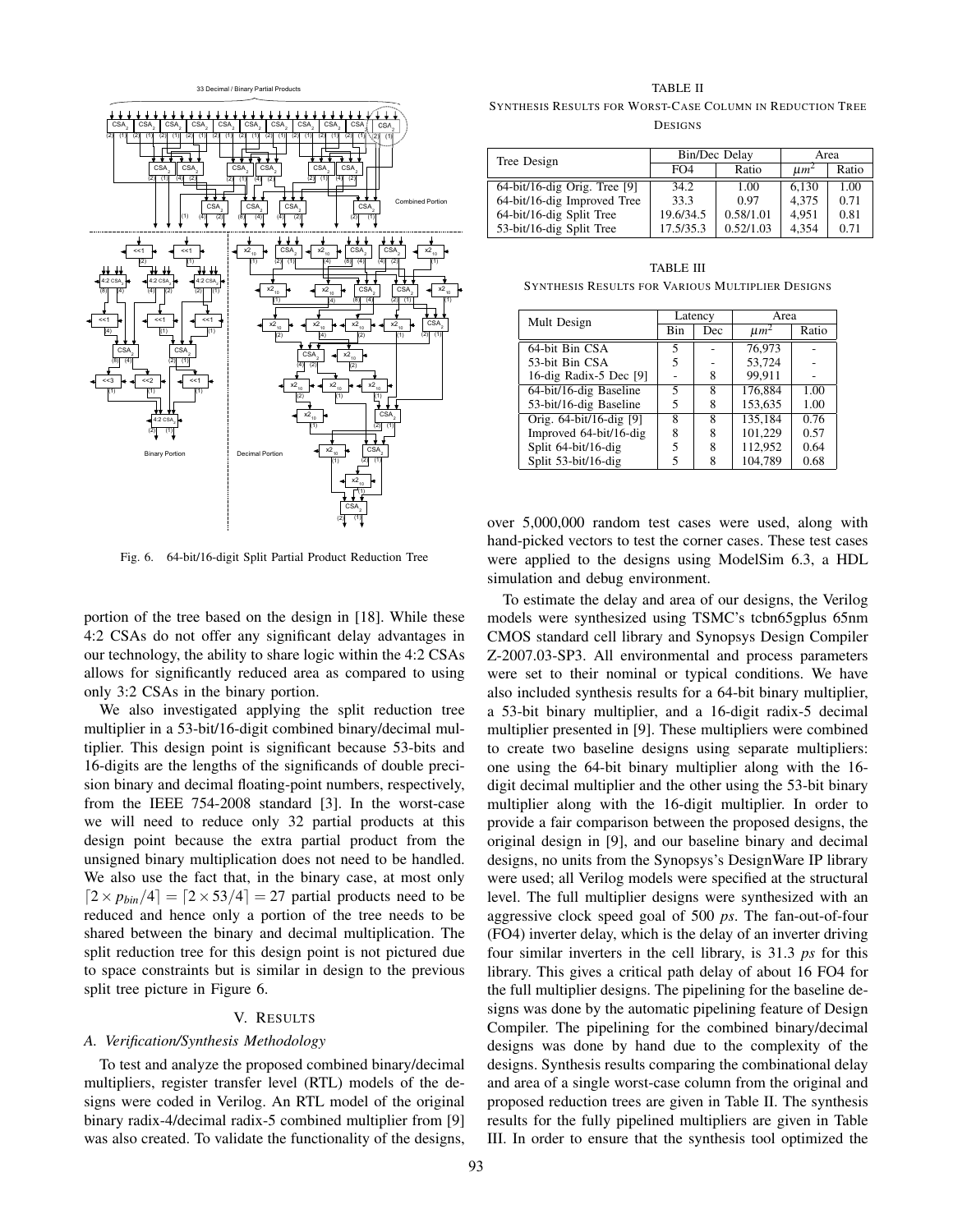Fig. 6. 64-bit/16-digit Split Partial Product Reduction Tree

portion of the tree based on the design in [18]. While these 4:2 CSAs do not offer any significant delay advantages in our technology, the ability to share logic within the 4:2 CSAs allows for significantly reduced area as compared to using only 3:2 CSAs in the binary portion.

We also investigated applying the split reduction tree multiplier in a 53-bit/16-digit combined binary/decimal multiplier. This design point is significant because 53-bits and 16-digits are the lengths of the significands of double precision binary and decimal floating-point numbers, respectively, from the IEEE 754-2008 standard [3]. In the worst-case we will need to reduce only 32 partial products at this design point because the extra partial product from the unsigned binary multiplication does not need to be handled. We also use the fact that, in the binary case, at most only $\lceil 2 \times p_{bin}/4 \rceil = \lceil 2 \times 53/4 \rceil = 27$ partial products need to be reduced and hence only a portion of the tree needs to be shared between the binary and decimal multiplication. The split reduction tree for this design point is not pictured due to space constraints but is similar in design to the previous split tree picture in Figure 6.

## V. Results

### A. Verification/Synthesis Methodology

To test and analyze the proposed combined binary/decimal multipliers, register transfer level (RTL) models of the designs were coded in Verilog. An RTL model of the original binary radix-4/decimal radix-5 combined multiplier from [9] was also created. To validate the functionality of the designs, over 5,000,000 random test cases were used, along with hand-picked vectors to test the corner cases. These test cases were applied to the designs using ModelSim 6.3, a HDL simulation and debug environment.

To estimate the delay and area of our designs, the Verilog models were synthesized using TSMC's tcbn65gplus 65nm CMOS standard cell library and Synopsys Design Compiler Z-2007.03-SP3. All environmental and process parameters were set to their nominal or typical conditions. We have also included synthesis results for a 64-bit binary multiplier, a 53-bit binary multiplier, and a 16-digit radix-5 decimal multiplier presented in [9]. These multipliers were combined to create two baseline designs using separate multipliers: one using the 64-bit binary multiplier along with the 16-digit decimal multiplier and the other using the 53-bit binary multiplier along with the 16-digit multiplier. In order to provide a fair comparison between the proposed designs, the original design in [9], and our baseline binary and decimal designs, no units from the Synopsys's DesignWare IP library were used; all Verilog models were specified at the structural level. The full multiplier designs were synthesized with an aggressive clock speed goal of 500 *ps*. The fan-out-of-four (FO4) inverter delay, which is the delay of an inverter driving four similar inverters in the cell library, is 31.3 *ps* for this library. This gives a critical path delay of about 16 FO4 for the full multiplier designs. The pipelining for the baseline designs was done by the automatic pipelining feature of Design Compiler. The pipelining for the combined binary/decimal designs was done by hand due to the complexity of the designs. Synthesis results comparing the combinational delay and area of a single worst-case column from the original and proposed reduction trees are given in Table II. The synthesis results for the fully pipelined multipliers are given in Table III. In order to ensure that the synthesis tool optimized the

TABLE II
SYNTHESIS RESULTS FOR WORST-CASE COLUMN IN REDUCTION TREE DESIGNS

| Tree Design | Bin/Dec Delay | | Area | |
|---|---|---|---|---|
| | FO4 | Ratio | $\mu m^2$ | Ratio |
| 64-bit/16-dig Orig. Tree [9] | 34.2 | 1.00 | 6,130 | 1.00 |
| 64-bit/16-dig Improved Tree | 33.3 | 0.97 | 4,375 | 0.71 |
| 64-bit/16-dig Split Tree | 19.6/34.5 | 0.58/1.01 | 4,951 | 0.81 |
| 53-bit/16-dig Split Tree | 17.5/35.3 | 0.52/1.03 | 4,354 | 0.71 |

TABLE III
SYNTHESIS RESULTS FOR VARIOUS MULTIPLIER DESIGNS

| Mult Design | Latency | | Area | |
|---|---|---|---|---|
| | Bin | Dec | $\mu m^2$ | Ratio |
| 64-bit Bin CSA | 5 | - | 76,973 | - |
| 53-bit Bin CSA | 5 | - | 53,724 | - |
| 16-dig Radix-5 Dec [9] | - | 8 | 99,911 | - |
| 64-bit/16-dig Baseline | 5 | 8 | 176,884 | 1.00 |
| 53-bit/16-dig Baseline | 5 | 8 | 153,635 | 1.00 |
| Orig. 64-bit/16-dig [9] | 8 | 8 | 135,184 | 0.76 |
| Improved 64-bit/16-dig | 8 | 8 | 101,229 | 0.57 |
| Split 64-bit/16-dig | 5 | 8 | 112,952 | 0.64 |
| Split 53-bit/16-dig | 5 | 8 | 104,789 | 0.68 |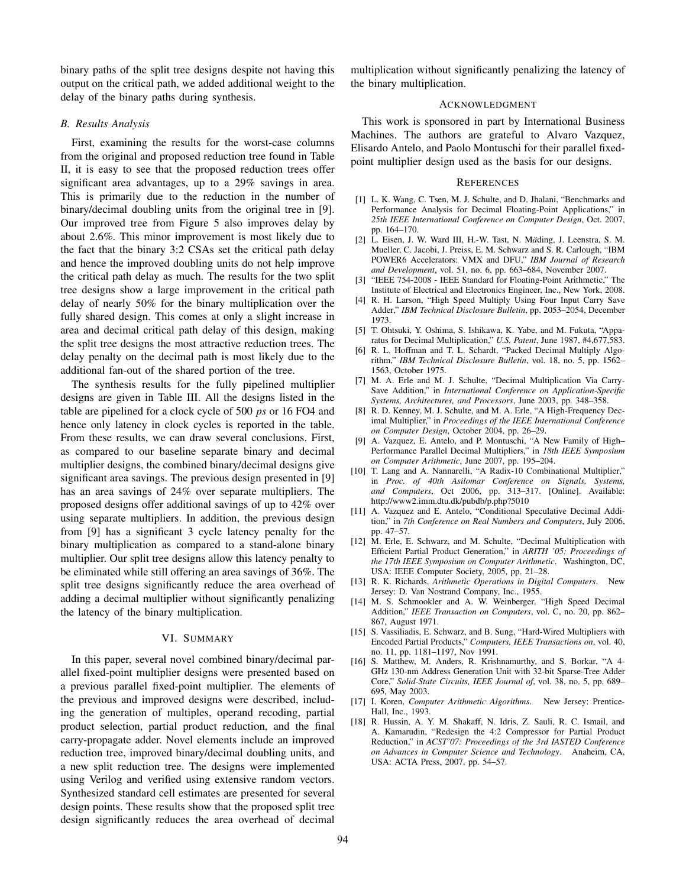binary paths of the split tree designs despite not having this output on the critical path, we added additional weight to the delay of the binary paths during synthesis.

### *B. Results Analysis*

First, examining the results for the worst-case columns from the original and proposed reduction tree found in Table II, it is easy to see that the proposed reduction trees offer significant area advantages, up to a 29% savings in area. This is primarily due to the reduction in the number of binary/decimal doubling units from the original tree in [9]. Our improved tree from Figure 5 also improves delay by about 2.6%. This minor improvement is most likely due to the fact that the binary 3:2 CSAs set the critical path delay and hence the improved doubling units do not help improve the critical path delay as much. The results for the two split tree designs show a large improvement in the critical path delay of nearly 50% for the binary multiplication over the fully shared design. This comes at only a slight increase in area and decimal critical path delay of this design, making the split tree designs the most attractive reduction trees. The delay penalty on the decimal path is most likely due to the additional fan-out of the shared portion of the tree.

The synthesis results for the fully pipelined multiplier designs are given in Table III. All the designs listed in the table are pipelined for a clock cycle of 500 *ps* or 16 FO4 and hence only latency in clock cycles is reported in the table. From these results, we can draw several conclusions. First, as compared to our baseline separate binary and decimal multiplier designs, the combined binary/decimal designs give significant area savings. The previous design presented in [9] has an area savings of 24% over separate multipliers. The proposed designs offer additional savings of up to 42% over using separate multipliers. In addition, the previous design from [9] has a significant 3 cycle latency penalty for the binary multiplication as compared to a stand-alone binary multiplier. Our split tree designs allow this latency penalty to be eliminated while still offering an area savings of 36%. The split tree designs significantly reduce the area overhead of adding a decimal multiplier without significantly penalizing the latency of the binary multiplication.

## VI. Summary

In this paper, several novel combined binary/decimal parallel fixed-point multiplier designs were presented based on a previous parallel fixed-point multiplier. The elements of the previous and improved designs were described, including the generation of multiples, operand recoding, partial product selection, partial product reduction, and the final carry-propagate adder. Novel elements include an improved reduction tree, improved binary/decimal doubling units, and a new split reduction tree. The designs were implemented using Verilog and verified using extensive random vectors. Synthesized standard cell estimates are presented for several design points. These results show that the proposed split tree design significantly reduces the area overhead of decimal multiplication without significantly penalizing the latency of the binary multiplication.

## Acknowledgment

This work is sponsored in part by International Business Machines. The authors are grateful to Alvaro Vazquez, Elisardo Antelo, and Paolo Montuschi for their parallel fixed-point multiplier design used as the basis for our designs.

## References

[1] L. K. Wang, C. Tsen, M. J. Schulte, and D. Jhalani, "Benchmarks and Performance Analysis for Decimal Floating-Point Applications," in *25th IEEE International Conference on Computer Design*, Oct. 2007, pp. 164–170.

[2] L. Eisen, J. W. Ward III, H.-W. Tast, N. Mäding, J. Leenstra, S. M. Mueller, C. Jacobi, J. Preiss, E. M. Schwarz and S. R. Carlough, "IBM POWER6 Accelerators: VMX and DFU," *IBM Journal of Research and Development*, vol. 51, no. 6, pp. 663–684, November 2007.

[3] "IEEE 754-2008 - IEEE Standard for Floating-Point Arithmetic," The Institute of Electrical and Electronics Engineer, Inc., New York, 2008.

[4] R. H. Larson, "High Speed Multiply Using Four Input Carry Save Adder," *IBM Technical Disclosure Bulletin*, pp. 2053–2054, December 1973.

[5] T. Ohtsuki, Y. Oshima, S. Ishikawa, K. Yabe, and M. Fukuta, "Apparatus for Decimal Multiplication," *U.S. Patent*, June 1987, #4,677,583.

[6] R. L. Hoffman and T. L. Schardt, "Packed Decimal Multiply Algorithm," *IBM Technical Disclosure Bulletin*, vol. 18, no. 5, pp. 1562–1563, October 1975.

[7] M. A. Erle and M. J. Schulte, "Decimal Multiplication Via Carry-Save Addition," in *International Conference on Application-Specific Systems, Architectures, and Processors*, June 2003, pp. 348–358.

[8] R. D. Kenney, M. J. Schulte, and M. A. Erle, "A High-Frequency Decimal Multiplier," in *Proceedings of the IEEE International Conference on Computer Design*, October 2004, pp. 26–29.

[9] A. Vazquez, E. Antelo, and P. Montuschi, "A New Family of High–Performance Parallel Decimal Multipliers," in *18th IEEE Symposium on Computer Arithmetic*, June 2007, pp. 195–204.

[10] T. Lang and A. Nannarelli, "A Radix-10 Combinational Multiplier," in *Proc. of 40th Asilomar Conference on Signals, Systems, and Computers*, Oct 2006, pp. 313–317. [Online]. Available: http://www2.imm.dtu.dk/pubdb/p.php?5010

[11] A. Vazquez and E. Antelo, "Conditional Speculative Decimal Addition," in *7th Conference on Real Numbers and Computers*, July 2006, pp. 47–57.

[12] M. Erle, E. Schwarz, and M. Schulte, "Decimal Multiplication with Efficient Partial Product Generation," in *ARITH '05: Proceedings of the 17th IEEE Symposium on Computer Arithmetic*. Washington, DC, USA: IEEE Computer Society, 2005, pp. 21–28.

[13] R. K. Richards, *Arithmetic Operations in Digital Computers*. New Jersey: D. Van Nostrand Company, Inc., 1955.

[14] M. S. Schmookler and A. W. Weinberger, "High Speed Decimal Addition," *IEEE Transaction on Computers*, vol. C, no. 20, pp. 862–867, August 1971.

[15] S. Vassiliadis, E. Schwarz, and B. Sung, "Hard-Wired Multipliers with Encoded Partial Products," *Computers, IEEE Transactions on*, vol. 40, no. 11, pp. 1181–1197, Nov 1991.

[16] S. Matthew, M. Anders, R. Krishnamurthy, and S. Borkar, "A 4-GHz 130-nm Address Generation Unit with 32-bit Sparse-Tree Adder Core," *Solid-State Circuits, IEEE Journal of*, vol. 38, no. 5, pp. 689–695, May 2003.

[17] I. Koren, *Computer Arithmetic Algorithms*. New Jersey: Prentice-Hall, Inc., 1993.

[18] R. Hussin, A. Y. M. Shakaff, N. Idris, Z. Sauli, R. C. Ismail, and A. Kamarudin, "Redesign the 4:2 Compressor for Partial Product Reduction," in *ACST'07: Proceedings of the 3rd IASTED Conference on Advances in Computer Science and Technology*. Anaheim, CA, USA: ACTA Press, 2007, pp. 54–57.